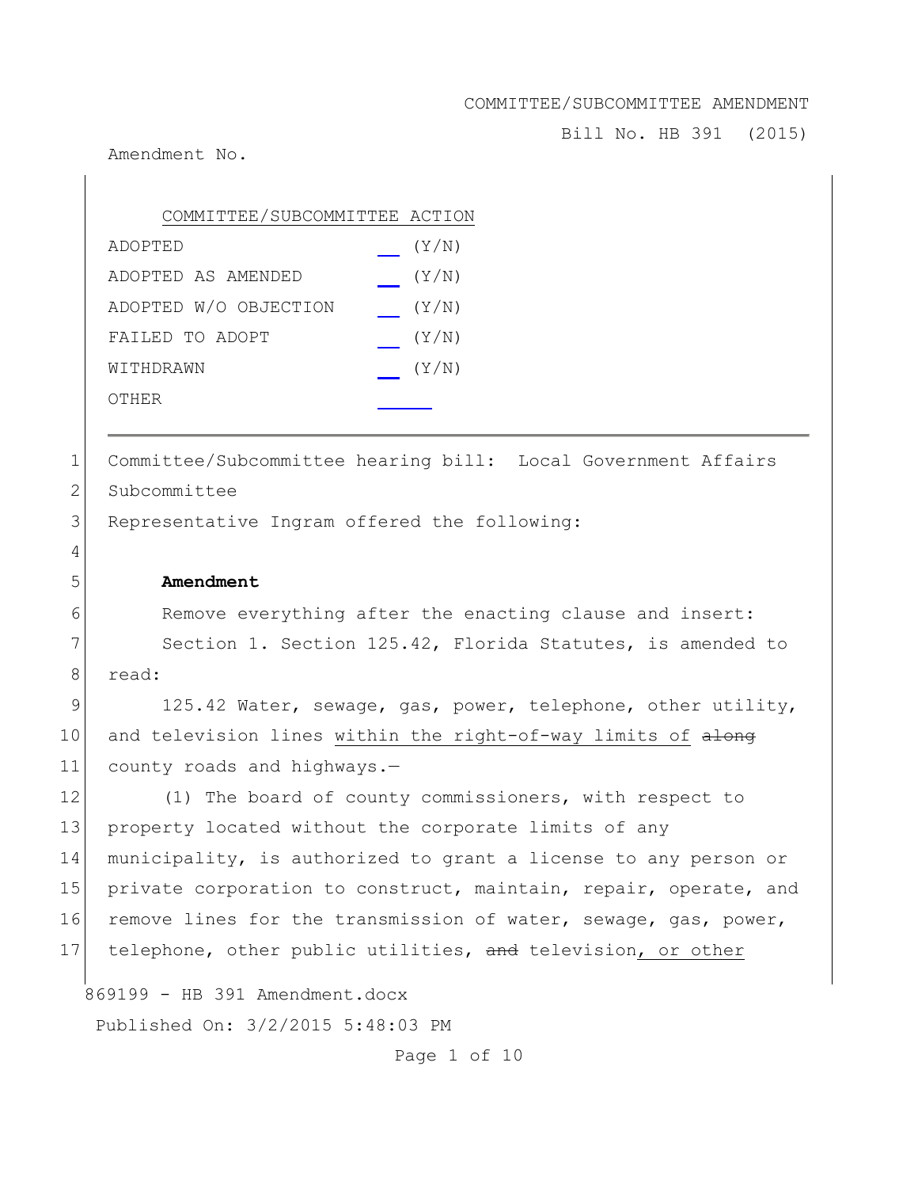COMMITTEE/SUBCOMMITTEE AMENDMENT

Bill No. HB 391 (2015)

Amendment No.

COMMITTEE/SUBCOMMITTEE ACTION

| | |
|---|---|
| ADOPTED | ___ (Y/N) |
| ADOPTED AS AMENDED | ___ (Y/N) |
| ADOPTED W/O OBJECTION | ___ (Y/N) |
| FAILED TO ADOPT | ___ (Y/N) |
| WITHDRAWN | ___ (Y/N) |
| OTHER | ___ |

---

1 Committee/Subcommittee hearing bill: Local Government Affairs
2 Subcommittee
3 Representative Ingram offered the following:
4
5 **Amendment**
6 Remove everything after the enacting clause and insert:
7 Section 1. Section 125.42, Florida Statutes, is amended to
8 read:
9 125.42 Water, sewage, gas, power, telephone, other utility,
10 and television lines <u>within the right-of-way limits of</u> ~~along~~
11 county roads and highways.—
12 (1) The board of county commissioners, with respect to
13 property located without the corporate limits of any
14 municipality, is authorized to grant a license to any person or
15 private corporation to construct, maintain, repair, operate, and
16 remove lines for the transmission of water, sewage, gas, power,
17 telephone, other public utilities, ~~and~~ television<u>, or other</u>

869199 - HB 391 Amendment.docx

Published On: 3/2/2015 5:48:03 PM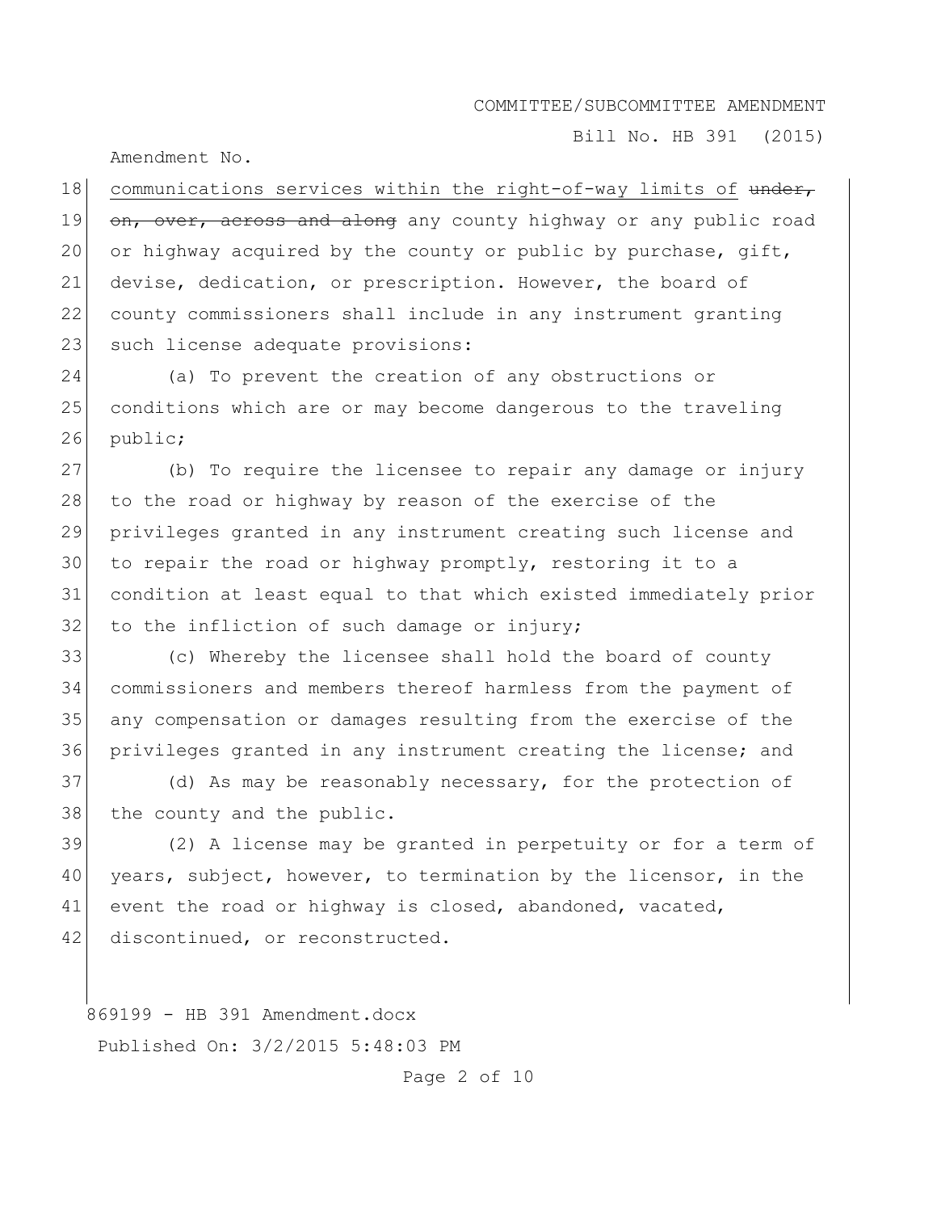communications services within the right-of-way limits of ~~under, on, over, across and along~~ any county highway or any public road or highway acquired by the county or public by purchase, gift, devise, dedication, or prescription. However, the board of county commissioners shall include in any instrument granting such license adequate provisions:

(a) To prevent the creation of any obstructions or conditions which are or may become dangerous to the traveling public;

(b) To require the licensee to repair any damage or injury to the road or highway by reason of the exercise of the privileges granted in any instrument creating such license and to repair the road or highway promptly, restoring it to a condition at least equal to that which existed immediately prior to the infliction of such damage or injury;

(c) Whereby the licensee shall hold the board of county commissioners and members thereof harmless from the payment of any compensation or damages resulting from the exercise of the privileges granted in any instrument creating the license; and

(d) As may be reasonably necessary, for the protection of the county and the public.

(2) A license may be granted in perpetuity or for a term of years, subject, however, to termination by the licensor, in the event the road or highway is closed, abandoned, vacated, discontinued, or reconstructed.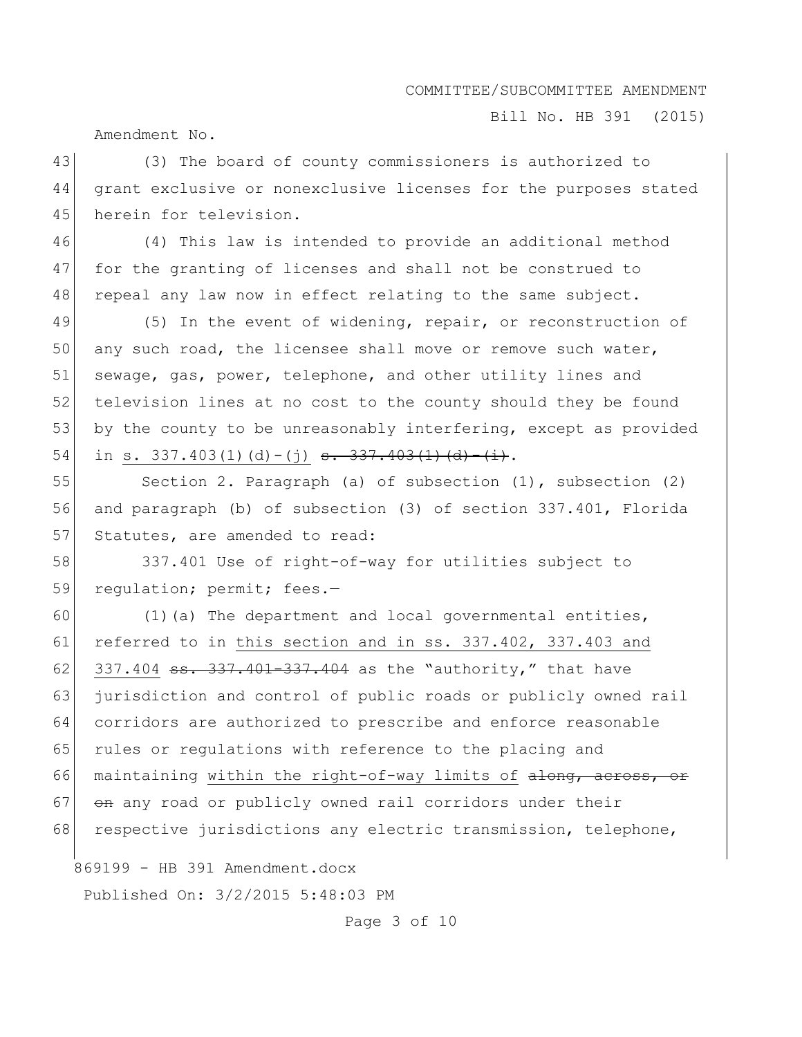(3) The board of county commissioners is authorized to grant exclusive or nonexclusive licenses for the purposes stated herein for television.

(4) This law is intended to provide an additional method for the granting of licenses and shall not be construed to repeal any law now in effect relating to the same subject.

(5) In the event of widening, repair, or reconstruction of any such road, the licensee shall move or remove such water, sewage, gas, power, telephone, and other utility lines and television lines at no cost to the county should they be found by the county to be unreasonably interfering, except as provided in s. 337.403(1)(d)-(j) ~~s. 337.403(1)(d)-(i)~~.

Section 2. Paragraph (a) of subsection (1), subsection (2) and paragraph (b) of subsection (3) of section 337.401, Florida Statutes, are amended to read:

337.401 Use of right-of-way for utilities subject to regulation; permit; fees.—

(1)(a) The department and local governmental entities, referred to in this section and in ss. 337.402, 337.403 and 337.404 ~~ss. 337.401-337.404~~ as the "authority," that have jurisdiction and control of public roads or publicly owned rail corridors are authorized to prescribe and enforce reasonable rules or regulations with reference to the placing and maintaining within the right-of-way limits of ~~along, across, or on~~ any road or publicly owned rail corridors under their respective jurisdictions any electric transmission, telephone,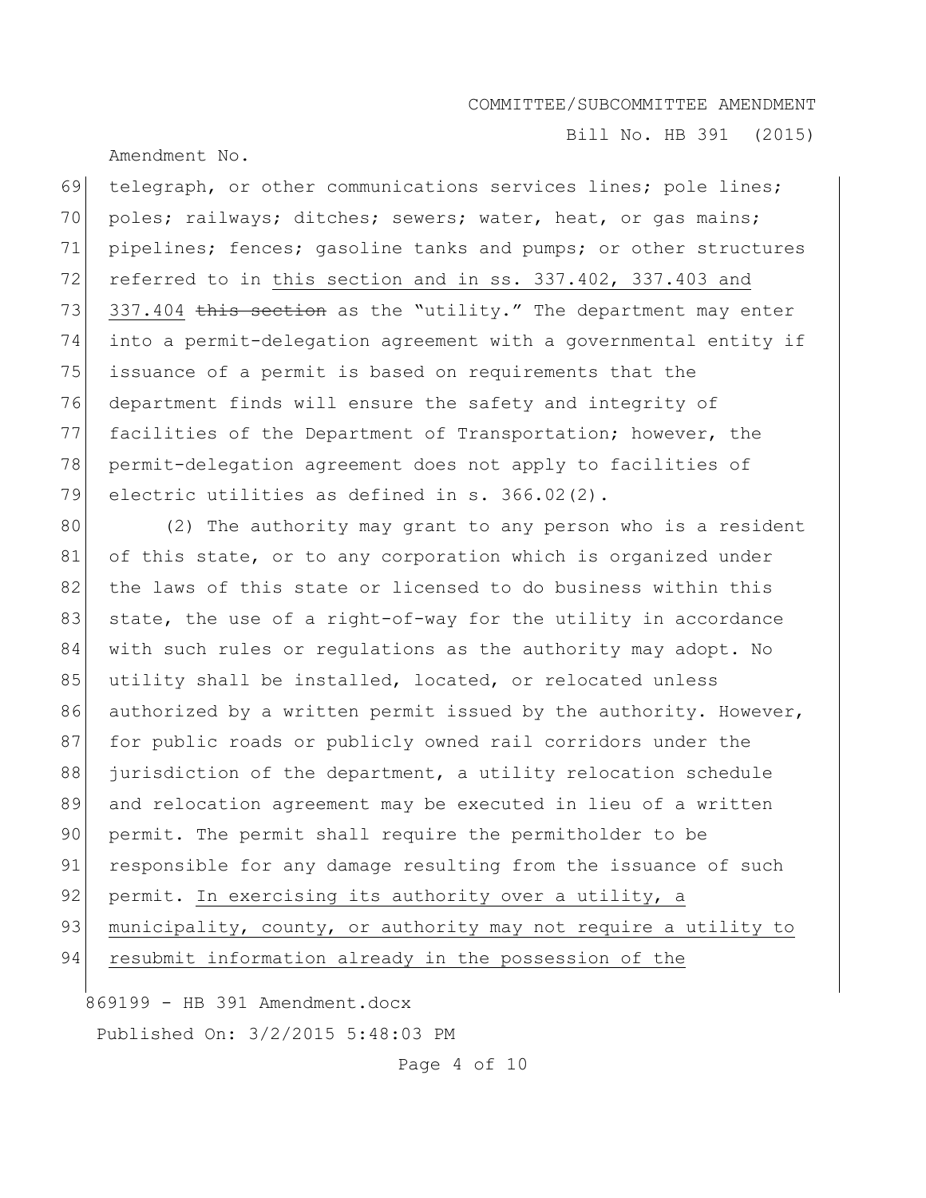telegraph, or other communications services lines; pole lines; poles; railways; ditches; sewers; water, heat, or gas mains; pipelines; fences; gasoline tanks and pumps; or other structures referred to in <u>this section and in ss. 337.402, 337.403 and 337.404</u> ~~this section~~ as the "utility." The department may enter into a permit-delegation agreement with a governmental entity if issuance of a permit is based on requirements that the department finds will ensure the safety and integrity of facilities of the Department of Transportation; however, the permit-delegation agreement does not apply to facilities of electric utilities as defined in s. 366.02(2).

(2) The authority may grant to any person who is a resident of this state, or to any corporation which is organized under the laws of this state or licensed to do business within this state, the use of a right-of-way for the utility in accordance with such rules or regulations as the authority may adopt. No utility shall be installed, located, or relocated unless authorized by a written permit issued by the authority. However, for public roads or publicly owned rail corridors under the jurisdiction of the department, a utility relocation schedule and relocation agreement may be executed in lieu of a written permit. The permit shall require the permitholder to be responsible for any damage resulting from the issuance of such permit. <u>In exercising its authority over a utility, a municipality, county, or authority may not require a utility to resubmit information already in the possession of the</u>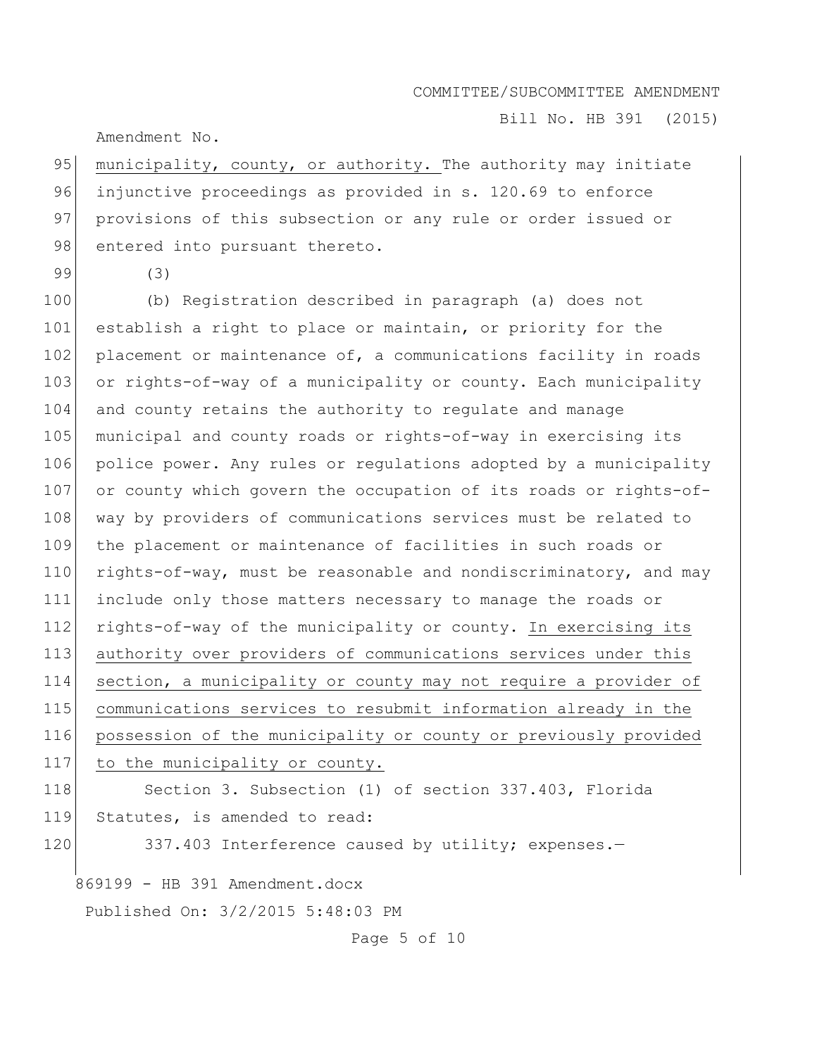municipality, county, or authority. The authority may initiate injunctive proceedings as provided in s. 120.69 to enforce provisions of this subsection or any rule or order issued or entered into pursuant thereto.

(3)

(b) Registration described in paragraph (a) does not establish a right to place or maintain, or priority for the placement or maintenance of, a communications facility in roads or rights-of-way of a municipality or county. Each municipality and county retains the authority to regulate and manage municipal and county roads or rights-of-way in exercising its police power. Any rules or regulations adopted by a municipality or county which govern the occupation of its roads or rights-of-way by providers of communications services must be related to the placement or maintenance of facilities in such roads or rights-of-way, must be reasonable and nondiscriminatory, and may include only those matters necessary to manage the roads or rights-of-way of the municipality or county. In exercising its authority over providers of communications services under this section, a municipality or county may not require a provider of communications services to resubmit information already in the possession of the municipality or county or previously provided to the municipality or county.

Section 3. Subsection (1) of section 337.403, Florida Statutes, is amended to read:

337.403 Interference caused by utility; expenses.—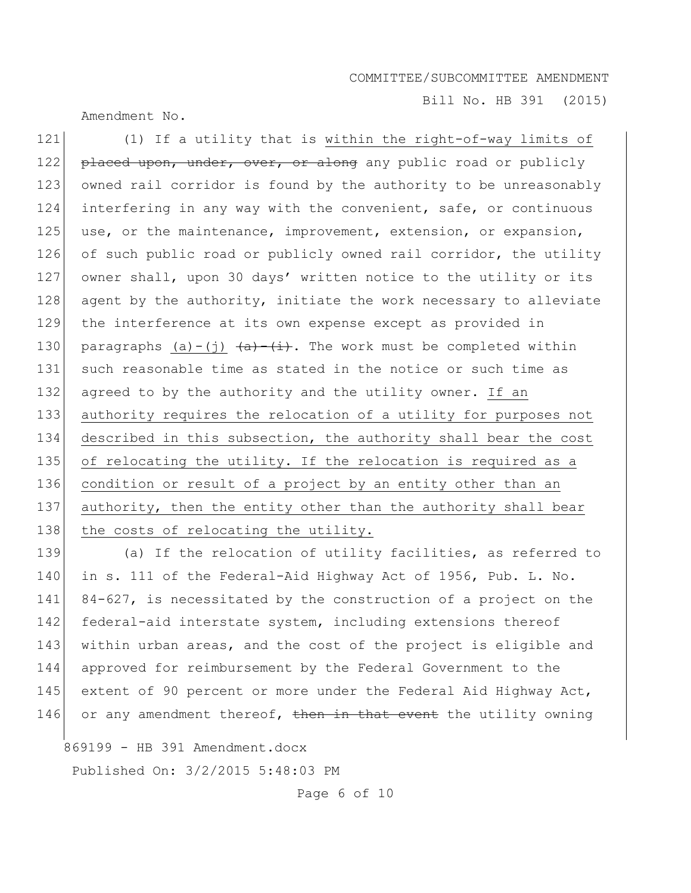(1) If a utility that is <u>within the right-of-way limits of</u> ~~placed upon, under, over, or along~~ any public road or publicly owned rail corridor is found by the authority to be unreasonably interfering in any way with the convenient, safe, or continuous use, or the maintenance, improvement, extension, or expansion, of such public road or publicly owned rail corridor, the utility owner shall, upon 30 days' written notice to the utility or its agent by the authority, initiate the work necessary to alleviate the interference at its own expense except as provided in paragraphs <u>(a)-(j)</u> ~~(a)-(i)~~. The work must be completed within such reasonable time as stated in the notice or such time as agreed to by the authority and the utility owner. <u>If an authority requires the relocation of a utility for purposes not described in this subsection, the authority shall bear the cost of relocating the utility. If the relocation is required as a condition or result of a project by an entity other than an authority, then the entity other than the authority shall bear the costs of relocating the utility.</u>

(a) If the relocation of utility facilities, as referred to in s. 111 of the Federal-Aid Highway Act of 1956, Pub. L. No. 84-627, is necessitated by the construction of a project on the federal-aid interstate system, including extensions thereof within urban areas, and the cost of the project is eligible and approved for reimbursement by the Federal Government to the extent of 90 percent or more under the Federal Aid Highway Act, or any amendment thereof, ~~then in that event~~ the utility owning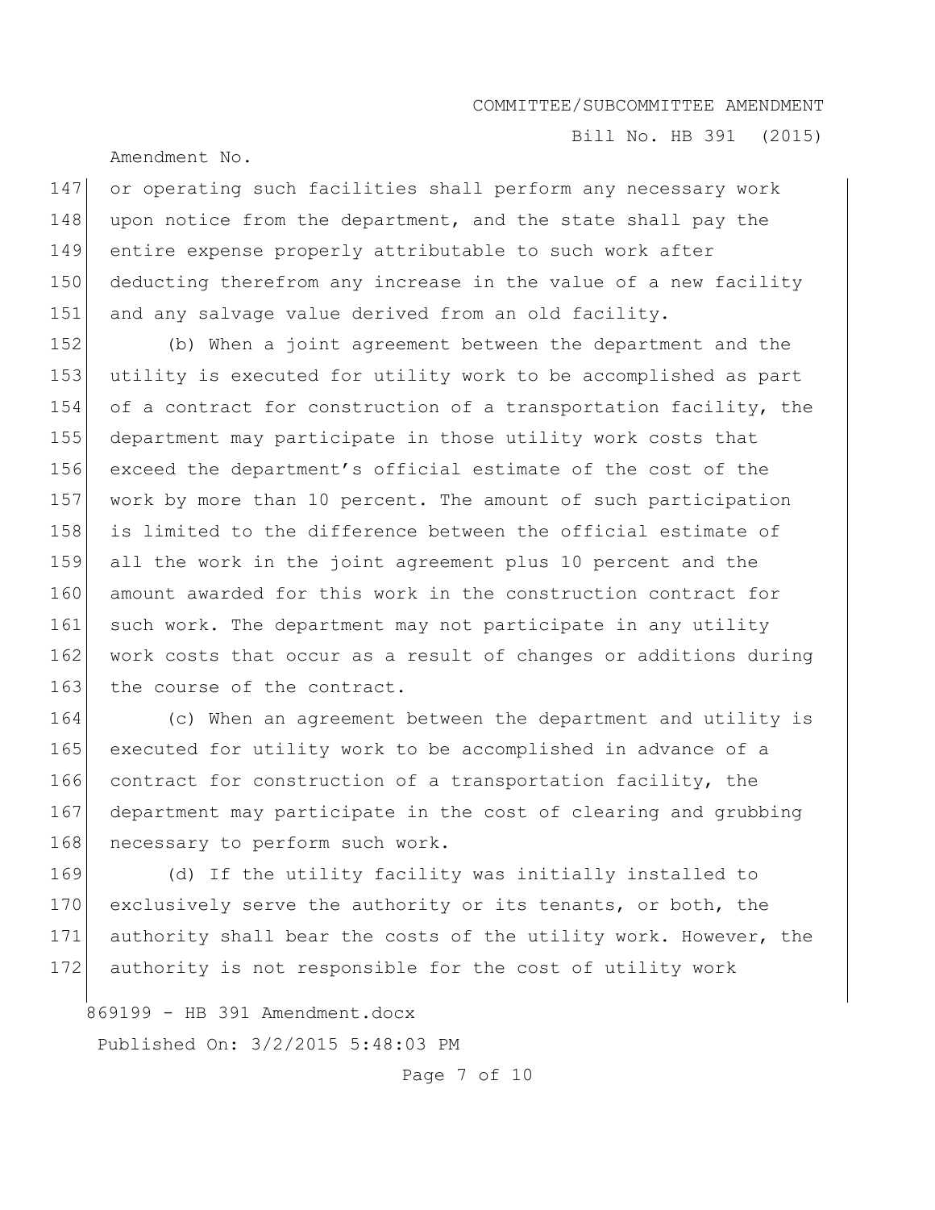or operating such facilities shall perform any necessary work upon notice from the department, and the state shall pay the entire expense properly attributable to such work after deducting therefrom any increase in the value of a new facility and any salvage value derived from an old facility.

(b) When a joint agreement between the department and the utility is executed for utility work to be accomplished as part of a contract for construction of a transportation facility, the department may participate in those utility work costs that exceed the department's official estimate of the cost of the work by more than 10 percent. The amount of such participation is limited to the difference between the official estimate of all the work in the joint agreement plus 10 percent and the amount awarded for this work in the construction contract for such work. The department may not participate in any utility work costs that occur as a result of changes or additions during the course of the contract.

(c) When an agreement between the department and utility is executed for utility work to be accomplished in advance of a contract for construction of a transportation facility, the department may participate in the cost of clearing and grubbing necessary to perform such work.

(d) If the utility facility was initially installed to exclusively serve the authority or its tenants, or both, the authority shall bear the costs of the utility work. However, the authority is not responsible for the cost of utility work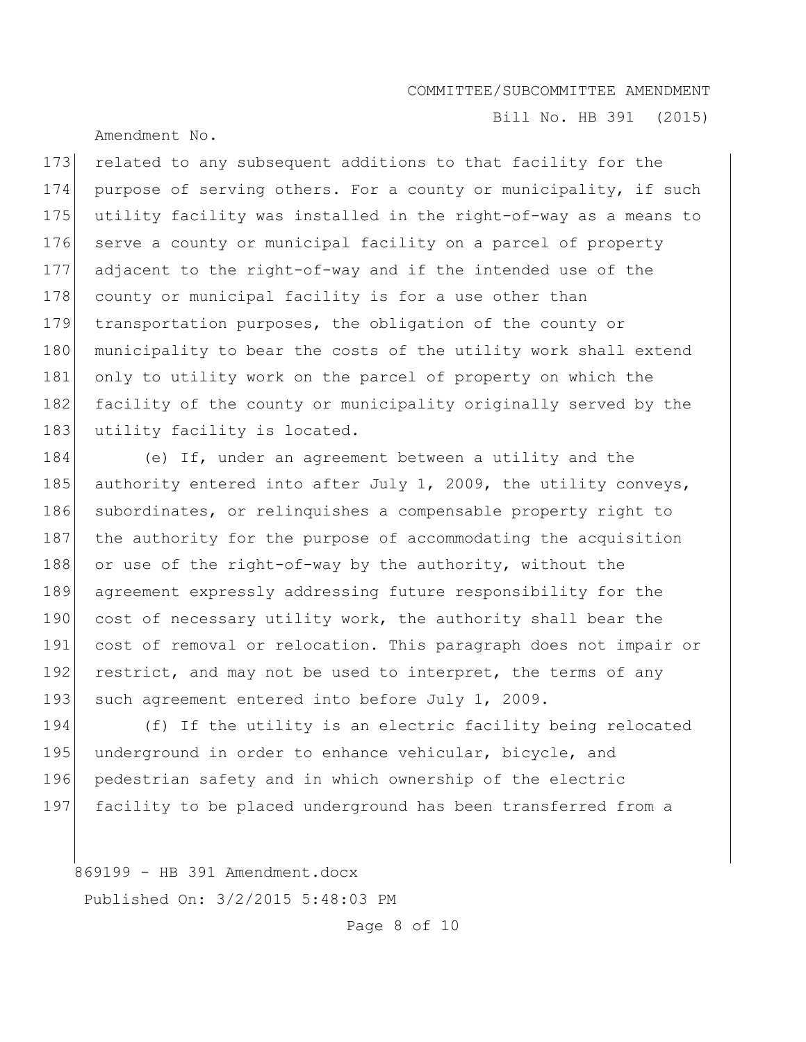related to any subsequent additions to that facility for the purpose of serving others. For a county or municipality, if such utility facility was installed in the right-of-way as a means to serve a county or municipal facility on a parcel of property adjacent to the right-of-way and if the intended use of the county or municipal facility is for a use other than transportation purposes, the obligation of the county or municipality to bear the costs of the utility work shall extend only to utility work on the parcel of property on which the facility of the county or municipality originally served by the utility facility is located.

(e) If, under an agreement between a utility and the authority entered into after July 1, 2009, the utility conveys, subordinates, or relinquishes a compensable property right to the authority for the purpose of accommodating the acquisition or use of the right-of-way by the authority, without the agreement expressly addressing future responsibility for the cost of necessary utility work, the authority shall bear the cost of removal or relocation. This paragraph does not impair or restrict, and may not be used to interpret, the terms of any such agreement entered into before July 1, 2009.

(f) If the utility is an electric facility being relocated underground in order to enhance vehicular, bicycle, and pedestrian safety and in which ownership of the electric facility to be placed underground has been transferred from a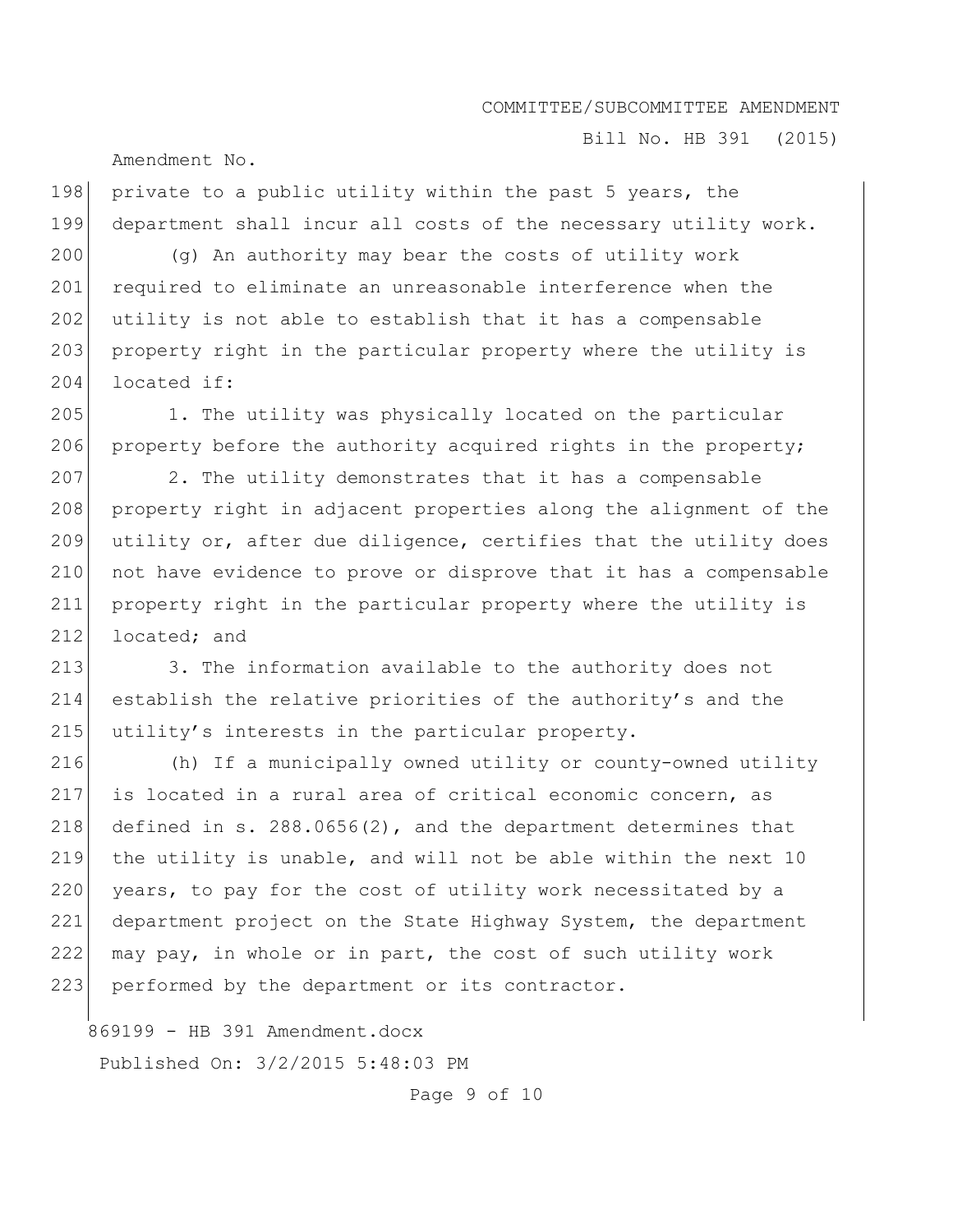private to a public utility within the past 5 years, the department shall incur all costs of the necessary utility work.

(g) An authority may bear the costs of utility work required to eliminate an unreasonable interference when the utility is not able to establish that it has a compensable property right in the particular property where the utility is located if:

1. The utility was physically located on the particular property before the authority acquired rights in the property;

2. The utility demonstrates that it has a compensable property right in adjacent properties along the alignment of the utility or, after due diligence, certifies that the utility does not have evidence to prove or disprove that it has a compensable property right in the particular property where the utility is located; and

3. The information available to the authority does not establish the relative priorities of the authority's and the utility's interests in the particular property.

(h) If a municipally owned utility or county-owned utility is located in a rural area of critical economic concern, as defined in s. 288.0656(2), and the department determines that the utility is unable, and will not be able within the next 10 years, to pay for the cost of utility work necessitated by a department project on the State Highway System, the department may pay, in whole or in part, the cost of such utility work performed by the department or its contractor.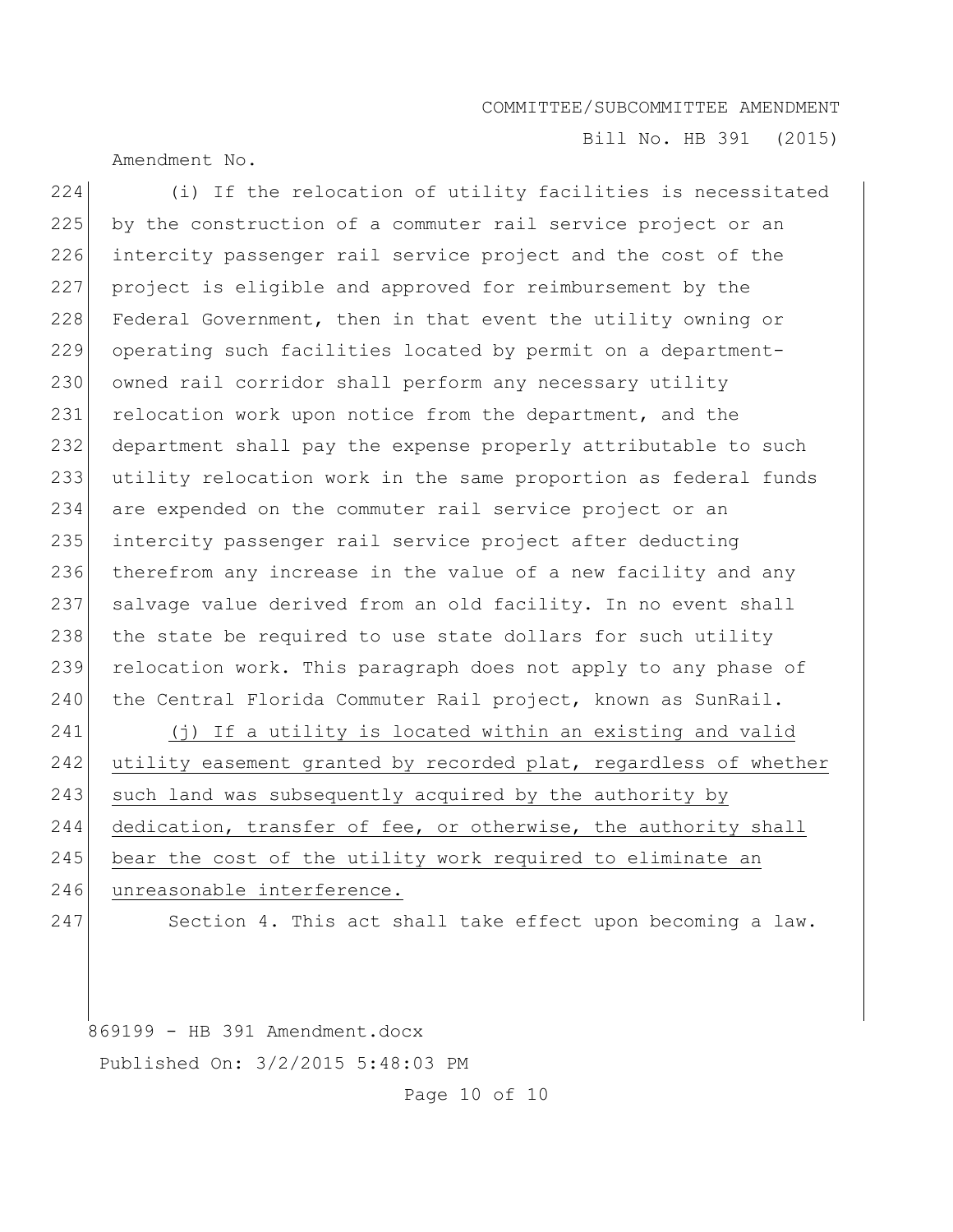(i) If the relocation of utility facilities is necessitated by the construction of a commuter rail service project or an intercity passenger rail service project and the cost of the project is eligible and approved for reimbursement by the Federal Government, then in that event the utility owning or operating such facilities located by permit on a department-owned rail corridor shall perform any necessary utility relocation work upon notice from the department, and the department shall pay the expense properly attributable to such utility relocation work in the same proportion as federal funds are expended on the commuter rail service project or an intercity passenger rail service project after deducting therefrom any increase in the value of a new facility and any salvage value derived from an old facility. In no event shall the state be required to use state dollars for such utility relocation work. This paragraph does not apply to any phase of the Central Florida Commuter Rail project, known as SunRail.

<u>(j) If a utility is located within an existing and valid utility easement granted by recorded plat, regardless of whether such land was subsequently acquired by the authority by dedication, transfer of fee, or otherwise, the authority shall bear the cost of the utility work required to eliminate an unreasonable interference.</u>

Section 4. This act shall take effect upon becoming a law.